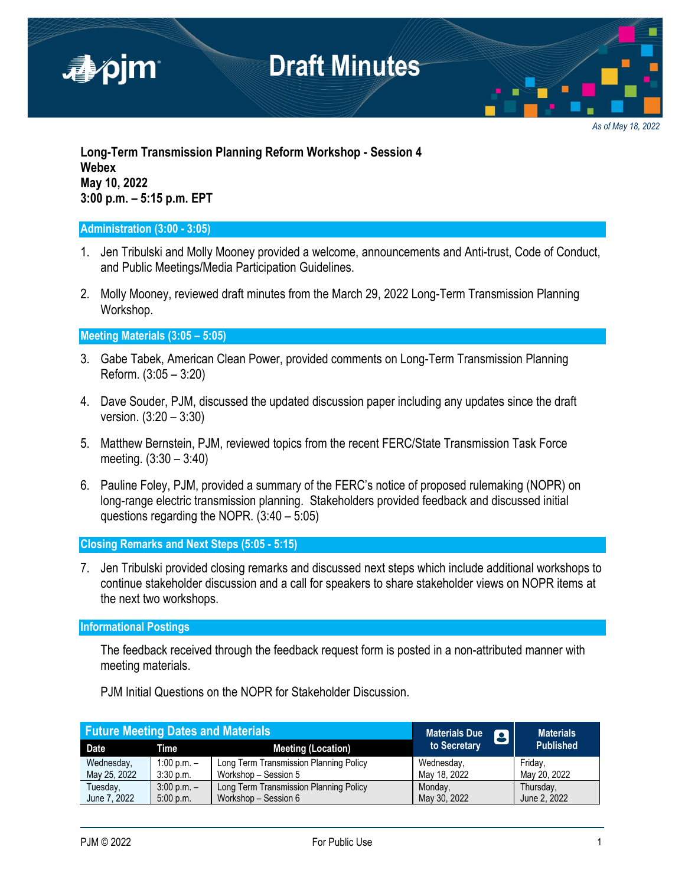# Draft Minutes

*As of May 18, 2022*

**Long-Term Transmission Planning Reform Workshop - Session 4**
**Webex**
**May 10, 2022**
**3:00 p.m. – 5:15 p.m. EPT**

## Administration (3:00 - 3:05)

1. Jen Tribulski and Molly Mooney provided a welcome, announcements and Anti-trust, Code of Conduct, and Public Meetings/Media Participation Guidelines.

2. Molly Mooney, reviewed draft minutes from the March 29, 2022 Long-Term Transmission Planning Workshop.

## Meeting Materials (3:05 – 5:05)

3. Gabe Tabek, American Clean Power, provided comments on Long-Term Transmission Planning Reform. (3:05 – 3:20)

4. Dave Souder, PJM, discussed the updated discussion paper including any updates since the draft version. (3:20 – 3:30)

5. Matthew Bernstein, PJM, reviewed topics from the recent FERC/State Transmission Task Force meeting. (3:30 – 3:40)

6. Pauline Foley, PJM, provided a summary of the FERC's notice of proposed rulemaking (NOPR) on long-range electric transmission planning. Stakeholders provided feedback and discussed initial questions regarding the NOPR. (3:40 – 5:05)

## Closing Remarks and Next Steps (5:05 - 5:15)

7. Jen Tribulski provided closing remarks and discussed next steps which include additional workshops to continue stakeholder discussion and a call for speakers to share stakeholder views on NOPR items at the next two workshops.

## Informational Postings

The feedback received through the feedback request form is posted in a non-attributed manner with meeting materials.

PJM Initial Questions on the NOPR for Stakeholder Discussion.

| Future Meeting Dates and Materials | | | Materials Due to Secretary | Materials Published |
|---|---|---|---|---|
| Date | Time | Meeting (Location) | | |
| Wednesday, May 25, 2022 | 1:00 p.m. – 3:30 p.m. | Long Term Transmission Planning Policy Workshop – Session 5 | Wednesday, May 18, 2022 | Friday, May 20, 2022 |
| Tuesday, June 7, 2022 | 3:00 p.m. – 5:00 p.m. | Long Term Transmission Planning Policy Workshop – Session 6 | Monday, May 30, 2022 | Thursday, June 2, 2022 |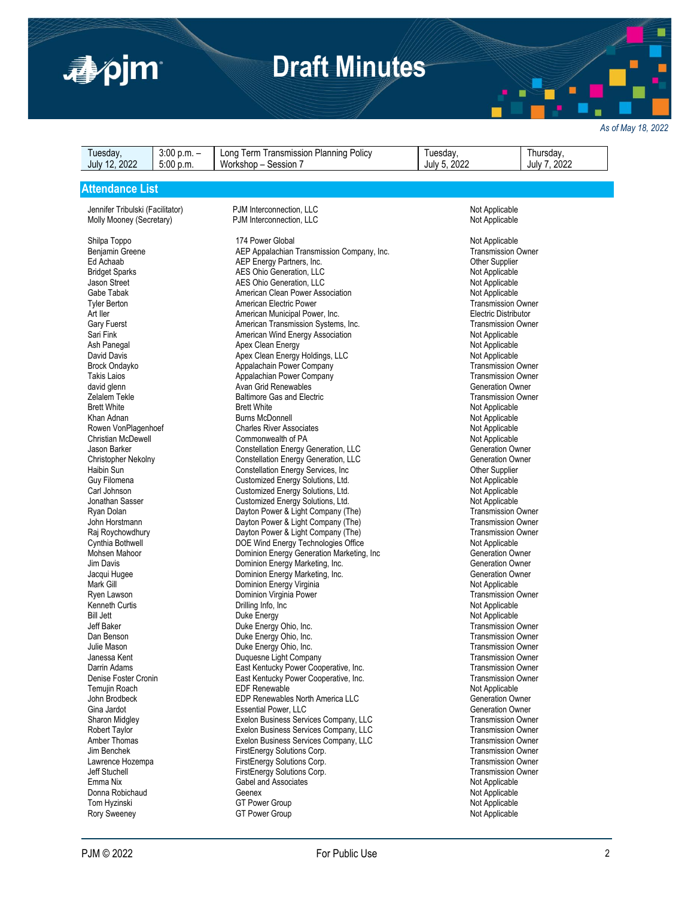# Draft Minutes

*As of May 18, 2022*

| Tuesday, July 12, 2022 | 3:00 p.m. – 5:00 p.m. | Long Term Transmission Planning Policy Workshop – Session 7 | Tuesday, July 5, 2022 | Thursday, July 7, 2022 |
|---|---|---|---|---|

## Attendance List

| Name | Company | Sector |
|---|---|---|
| Jennifer Tribulski (Facilitator) | PJM Interconnection, LLC | Not Applicable |
| Molly Mooney (Secretary) | PJM Interconnection, LLC | Not Applicable |
| Shilpa Toppo | 174 Power Global | Not Applicable |
| Benjamin Greene | AEP Appalachian Transmission Company, Inc. | Transmission Owner |
| Ed Achaab | AEP Energy Partners, Inc. | Other Supplier |
| Bridget Sparks | AES Ohio Generation, LLC | Not Applicable |
| Jason Street | AES Ohio Generation, LLC | Not Applicable |
| Gabe Tabak | American Clean Power Association | Not Applicable |
| Tyler Berton | American Electric Power | Transmission Owner |
| Art Iler | American Municipal Power, Inc. | Electric Distributor |
| Gary Fuerst | American Transmission Systems, Inc. | Transmission Owner |
| Sari Fink | American Wind Energy Association | Not Applicable |
| Ash Panegal | Apex Clean Energy | Not Applicable |
| David Davis | Apex Clean Energy Holdings, LLC | Not Applicable |
| Brock Ondayko | Appalachain Power Company | Transmission Owner |
| Takis Laios | Appalachian Power Company | Transmission Owner |
| david glenn | Avan Grid Renewables | Generation Owner |
| Zelalem Tekle | Baltimore Gas and Electric | Transmission Owner |
| Brett White | Brett White | Not Applicable |
| Khan Adnan | Burns McDonnell | Not Applicable |
| Rowen VonPlagenhoef | Charles River Associates | Not Applicable |
| Christian McDewell | Commonwealth of PA | Not Applicable |
| Jason Barker | Constellation Energy Generation, LLC | Generation Owner |
| Christopher Nekolny | Constellation Energy Generation, LLC | Generation Owner |
| Haibin Sun | Constellation Energy Services, Inc | Other Supplier |
| Guy Filomena | Customized Energy Solutions, Ltd. | Not Applicable |
| Carl Johnson | Customized Energy Solutions, Ltd. | Not Applicable |
| Jonathan Sasser | Customized Energy Solutions, Ltd. | Not Applicable |
| Ryan Dolan | Dayton Power & Light Company (The) | Transmission Owner |
| John Horstmann | Dayton Power & Light Company (The) | Transmission Owner |
| Raj Roychowdhury | Dayton Power & Light Company (The) | Transmission Owner |
| Cynthia Bothwell | DOE Wind Energy Technologies Office | Not Applicable |
| Mohsen Mahoor | Dominion Energy Generation Marketing, Inc | Generation Owner |
| Jim Davis | Dominion Energy Marketing, Inc. | Generation Owner |
| Jacqui Hugee | Dominion Energy Marketing, Inc. | Generation Owner |
| Mark Gill | Dominion Energy Virginia | Not Applicable |
| Ryen Lawson | Dominion Virginia Power | Transmission Owner |
| Kenneth Curtis | Drilling Info, Inc | Not Applicable |
| Bill Jett | Duke Energy | Not Applicable |
| Jeff Baker | Duke Energy Ohio, Inc. | Transmission Owner |
| Dan Benson | Duke Energy Ohio, Inc. | Transmission Owner |
| Julie Mason | Duke Energy Ohio, Inc. | Transmission Owner |
| Janessa Kent | Duquesne Light Company | Transmission Owner |
| Darrin Adams | East Kentucky Power Cooperative, Inc. | Transmission Owner |
| Denise Foster Cronin | East Kentucky Power Cooperative, Inc. | Transmission Owner |
| Temujin Roach | EDF Renewable | Not Applicable |
| John Brodbeck | EDP Renewables North America LLC | Generation Owner |
| Gina Jardot | Essential Power, LLC | Generation Owner |
| Sharon Midgley | Exelon Business Services Company, LLC | Transmission Owner |
| Robert Taylor | Exelon Business Services Company, LLC | Transmission Owner |
| Amber Thomas | Exelon Business Services Company, LLC | Transmission Owner |
| Jim Benchek | FirstEnergy Solutions Corp. | Transmission Owner |
| Lawrence Hozempa | FirstEnergy Solutions Corp. | Transmission Owner |
| Jeff Stuchell | FirstEnergy Solutions Corp. | Transmission Owner |
| Emma Nix | Gabel and Associates | Not Applicable |
| Donna Robichaud | Geenex | Not Applicable |
| Tom Hyzinski | GT Power Group | Not Applicable |
| Rory Sweeney | GT Power Group | Not Applicable |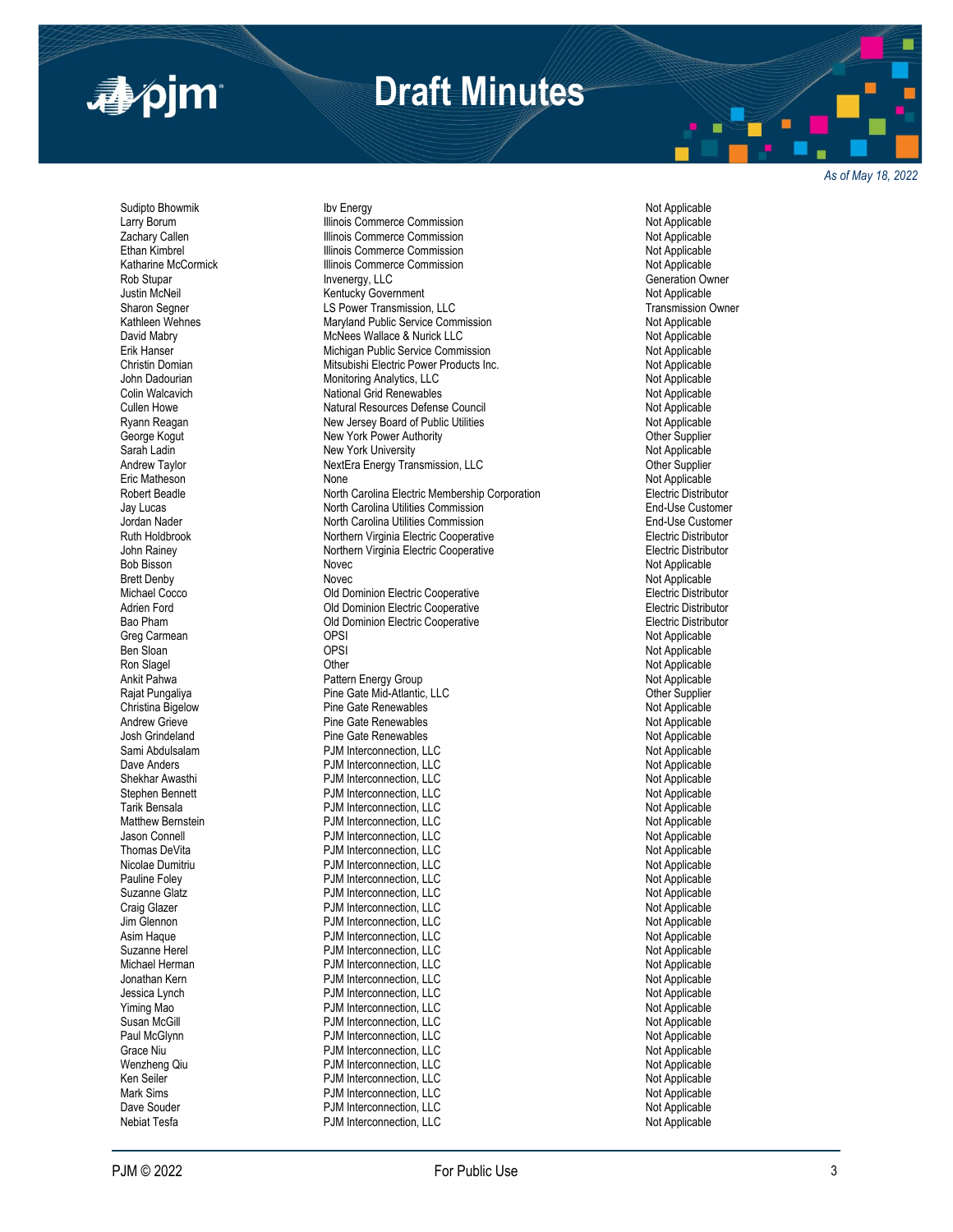*As of May 18, 2022*

| | | |
|---|---|---|
| Sudipto Bhowmik | Ibv Energy | Not Applicable |
| Larry Borum | Illinois Commerce Commission | Not Applicable |
| Zachary Callen | Illinois Commerce Commission | Not Applicable |
| Ethan Kimbrel | Illinois Commerce Commission | Not Applicable |
| Katharine McCormick | Illinois Commerce Commission | Not Applicable |
| Rob Stupar | Invenergy, LLC | Generation Owner |
| Justin McNeil | Kentucky Government | Not Applicable |
| Sharon Segner | LS Power Transmission, LLC | Transmission Owner |
| Kathleen Wehnes | Maryland Public Service Commission | Not Applicable |
| David Mabry | McNees Wallace & Nurick LLC | Not Applicable |
| Erik Hanser | Michigan Public Service Commission | Not Applicable |
| Christin Domian | Mitsubishi Electric Power Products Inc. | Not Applicable |
| John Dadourian | Monitoring Analytics, LLC | Not Applicable |
| Colin Walcavich | National Grid Renewables | Not Applicable |
| Cullen Howe | Natural Resources Defense Council | Not Applicable |
| Ryann Reagan | New Jersey Board of Public Utilities | Not Applicable |
| George Kogut | New York Power Authority | Other Supplier |
| Sarah Ladin | New York University | Not Applicable |
| Andrew Taylor | NextEra Energy Transmission, LLC | Other Supplier |
| Eric Matheson | None | Not Applicable |
| Robert Beadle | North Carolina Electric Membership Corporation | Electric Distributor |
| Jay Lucas | North Carolina Utilities Commission | End-Use Customer |
| Jordan Nader | North Carolina Utilities Commission | End-Use Customer |
| Ruth Holdbrook | Northern Virginia Electric Cooperative | Electric Distributor |
| John Rainey | Northern Virginia Electric Cooperative | Electric Distributor |
| Bob Bisson | Novec | Not Applicable |
| Brett Denby | Novec | Not Applicable |
| Michael Cocco | Old Dominion Electric Cooperative | Electric Distributor |
| Adrien Ford | Old Dominion Electric Cooperative | Electric Distributor |
| Bao Pham | Old Dominion Electric Cooperative | Electric Distributor |
| Greg Carmean | OPSI | Not Applicable |
| Ben Sloan | OPSI | Not Applicable |
| Ron Slagel | Other | Not Applicable |
| Ankit Pahwa | Pattern Energy Group | Not Applicable |
| Rajat Pungaliya | Pine Gate Mid-Atlantic, LLC | Other Supplier |
| Christina Bigelow | Pine Gate Renewables | Not Applicable |
| Andrew Grieve | Pine Gate Renewables | Not Applicable |
| Josh Grindeland | Pine Gate Renewables | Not Applicable |
| Sami Abdulsalam | PJM Interconnection, LLC | Not Applicable |
| Dave Anders | PJM Interconnection, LLC | Not Applicable |
| Shekhar Awasthi | PJM Interconnection, LLC | Not Applicable |
| Stephen Bennett | PJM Interconnection, LLC | Not Applicable |
| Tarik Bensala | PJM Interconnection, LLC | Not Applicable |
| Matthew Bernstein | PJM Interconnection, LLC | Not Applicable |
| Jason Connell | PJM Interconnection, LLC | Not Applicable |
| Thomas DeVita | PJM Interconnection, LLC | Not Applicable |
| Nicolae Dumitriu | PJM Interconnection, LLC | Not Applicable |
| Pauline Foley | PJM Interconnection, LLC | Not Applicable |
| Suzanne Glatz | PJM Interconnection, LLC | Not Applicable |
| Craig Glazer | PJM Interconnection, LLC | Not Applicable |
| Jim Glennon | PJM Interconnection, LLC | Not Applicable |
| Asim Haque | PJM Interconnection, LLC | Not Applicable |
| Suzanne Herel | PJM Interconnection, LLC | Not Applicable |
| Michael Herman | PJM Interconnection, LLC | Not Applicable |
| Jonathan Kern | PJM Interconnection, LLC | Not Applicable |
| Jessica Lynch | PJM Interconnection, LLC | Not Applicable |
| Yiming Mao | PJM Interconnection, LLC | Not Applicable |
| Susan McGill | PJM Interconnection, LLC | Not Applicable |
| Paul McGlynn | PJM Interconnection, LLC | Not Applicable |
| Grace Niu | PJM Interconnection, LLC | Not Applicable |
| Wenzheng Qiu | PJM Interconnection, LLC | Not Applicable |
| Ken Seiler | PJM Interconnection, LLC | Not Applicable |
| Mark Sims | PJM Interconnection, LLC | Not Applicable |
| Dave Souder | PJM Interconnection, LLC | Not Applicable |
| Nebiat Tesfa | PJM Interconnection, LLC | Not Applicable |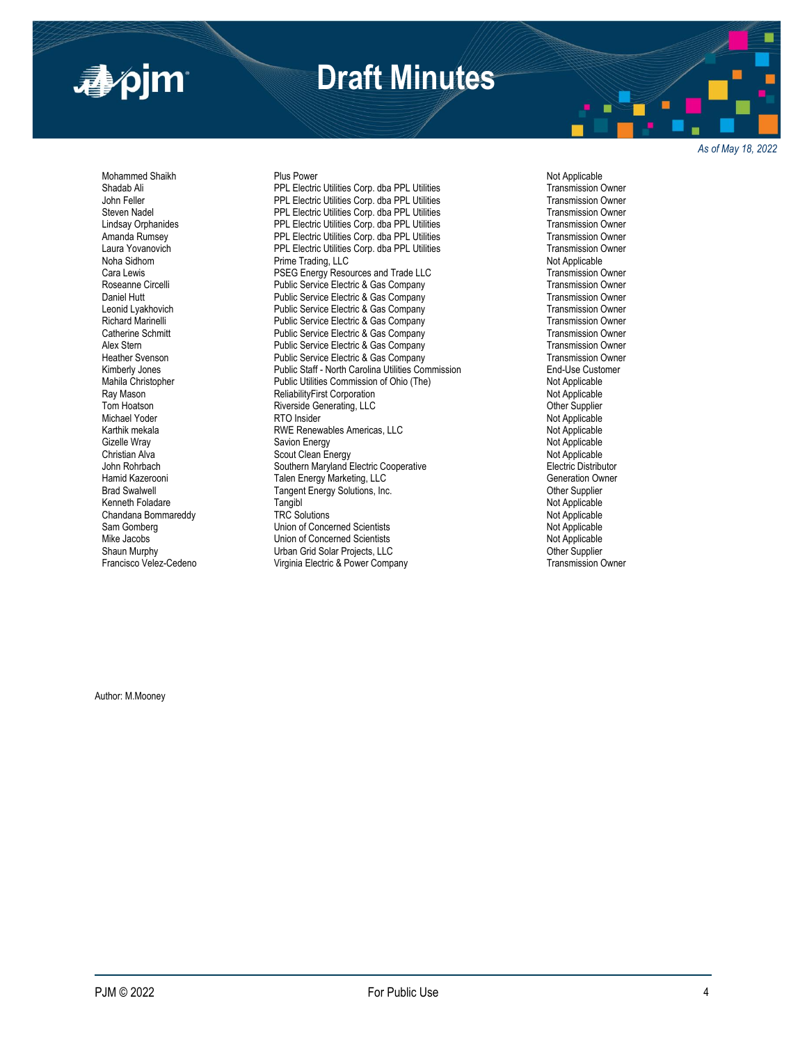| | | |
|---|---|---|
| Mohammed Shaikh | Plus Power | Not Applicable |
| Shadab Ali | PPL Electric Utilities Corp. dba PPL Utilities | Transmission Owner |
| John Feller | PPL Electric Utilities Corp. dba PPL Utilities | Transmission Owner |
| Steven Nadel | PPL Electric Utilities Corp. dba PPL Utilities | Transmission Owner |
| Lindsay Orphanides | PPL Electric Utilities Corp. dba PPL Utilities | Transmission Owner |
| Amanda Rumsey | PPL Electric Utilities Corp. dba PPL Utilities | Transmission Owner |
| Laura Yovanovich | PPL Electric Utilities Corp. dba PPL Utilities | Transmission Owner |
| Noha Sidhom | Prime Trading, LLC | Not Applicable |
| Cara Lewis | PSEG Energy Resources and Trade LLC | Transmission Owner |
| Roseanne Circelli | Public Service Electric & Gas Company | Transmission Owner |
| Daniel Hutt | Public Service Electric & Gas Company | Transmission Owner |
| Leonid Lyakhovich | Public Service Electric & Gas Company | Transmission Owner |
| Richard Marinelli | Public Service Electric & Gas Company | Transmission Owner |
| Catherine Schmitt | Public Service Electric & Gas Company | Transmission Owner |
| Alex Stern | Public Service Electric & Gas Company | Transmission Owner |
| Heather Svenson | Public Service Electric & Gas Company | Transmission Owner |
| Kimberly Jones | Public Staff - North Carolina Utilities Commission | End-Use Customer |
| Mahila Christopher | Public Utilities Commission of Ohio (The) | Not Applicable |
| Ray Mason | ReliabilityFirst Corporation | Not Applicable |
| Tom Hoatson | Riverside Generating, LLC | Other Supplier |
| Michael Yoder | RTO Insider | Not Applicable |
| Karthik mekala | RWE Renewables Americas, LLC | Not Applicable |
| Gizelle Wray | Savion Energy | Not Applicable |
| Christian Alva | Scout Clean Energy | Not Applicable |
| John Rohrbach | Southern Maryland Electric Cooperative | Electric Distributor |
| Hamid Kazerooni | Talen Energy Marketing, LLC | Generation Owner |
| Brad Swalwell | Tangent Energy Solutions, Inc. | Other Supplier |
| Kenneth Foladare | Tangibl | Not Applicable |
| Chandana Bommareddy | TRC Solutions | Not Applicable |
| Sam Gomberg | Union of Concerned Scientists | Not Applicable |
| Mike Jacobs | Union of Concerned Scientists | Not Applicable |
| Shaun Murphy | Urban Grid Solar Projects, LLC | Other Supplier |
| Francisco Velez-Cedeno | Virginia Electric & Power Company | Transmission Owner |

Author: M.Mooney